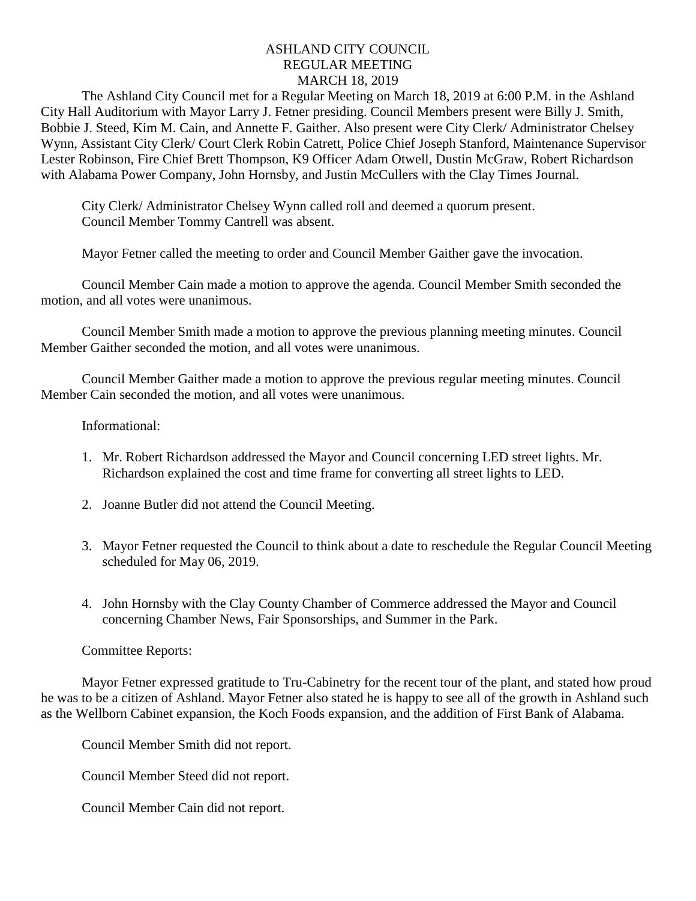# ASHLAND CITY COUNCIL
## REGULAR MEETING
## MARCH 18, 2019

The Ashland City Council met for a Regular Meeting on March 18, 2019 at 6:00 P.M. in the Ashland City Hall Auditorium with Mayor Larry J. Fetner presiding. Council Members present were Billy J. Smith, Bobbie J. Steed, Kim M. Cain, and Annette F. Gaither. Also present were City Clerk/ Administrator Chelsey Wynn, Assistant City Clerk/ Court Clerk Robin Catrett, Police Chief Joseph Stanford, Maintenance Supervisor Lester Robinson, Fire Chief Brett Thompson, K9 Officer Adam Otwell, Dustin McGraw, Robert Richardson with Alabama Power Company, John Hornsby, and Justin McCullers with the Clay Times Journal.

City Clerk/ Administrator Chelsey Wynn called roll and deemed a quorum present.
Council Member Tommy Cantrell was absent.

Mayor Fetner called the meeting to order and Council Member Gaither gave the invocation.

Council Member Cain made a motion to approve the agenda. Council Member Smith seconded the motion, and all votes were unanimous.

Council Member Smith made a motion to approve the previous planning meeting minutes. Council Member Gaither seconded the motion, and all votes were unanimous.

Council Member Gaither made a motion to approve the previous regular meeting minutes. Council Member Cain seconded the motion, and all votes were unanimous.

Informational:

1. Mr. Robert Richardson addressed the Mayor and Council concerning LED street lights. Mr. Richardson explained the cost and time frame for converting all street lights to LED.

2. Joanne Butler did not attend the Council Meeting.

3. Mayor Fetner requested the Council to think about a date to reschedule the Regular Council Meeting scheduled for May 06, 2019.

4. John Hornsby with the Clay County Chamber of Commerce addressed the Mayor and Council concerning Chamber News, Fair Sponsorships, and Summer in the Park.

Committee Reports:

Mayor Fetner expressed gratitude to Tru-Cabinetry for the recent tour of the plant, and stated how proud he was to be a citizen of Ashland. Mayor Fetner also stated he is happy to see all of the growth in Ashland such as the Wellborn Cabinet expansion, the Koch Foods expansion, and the addition of First Bank of Alabama.

Council Member Smith did not report.

Council Member Steed did not report.

Council Member Cain did not report.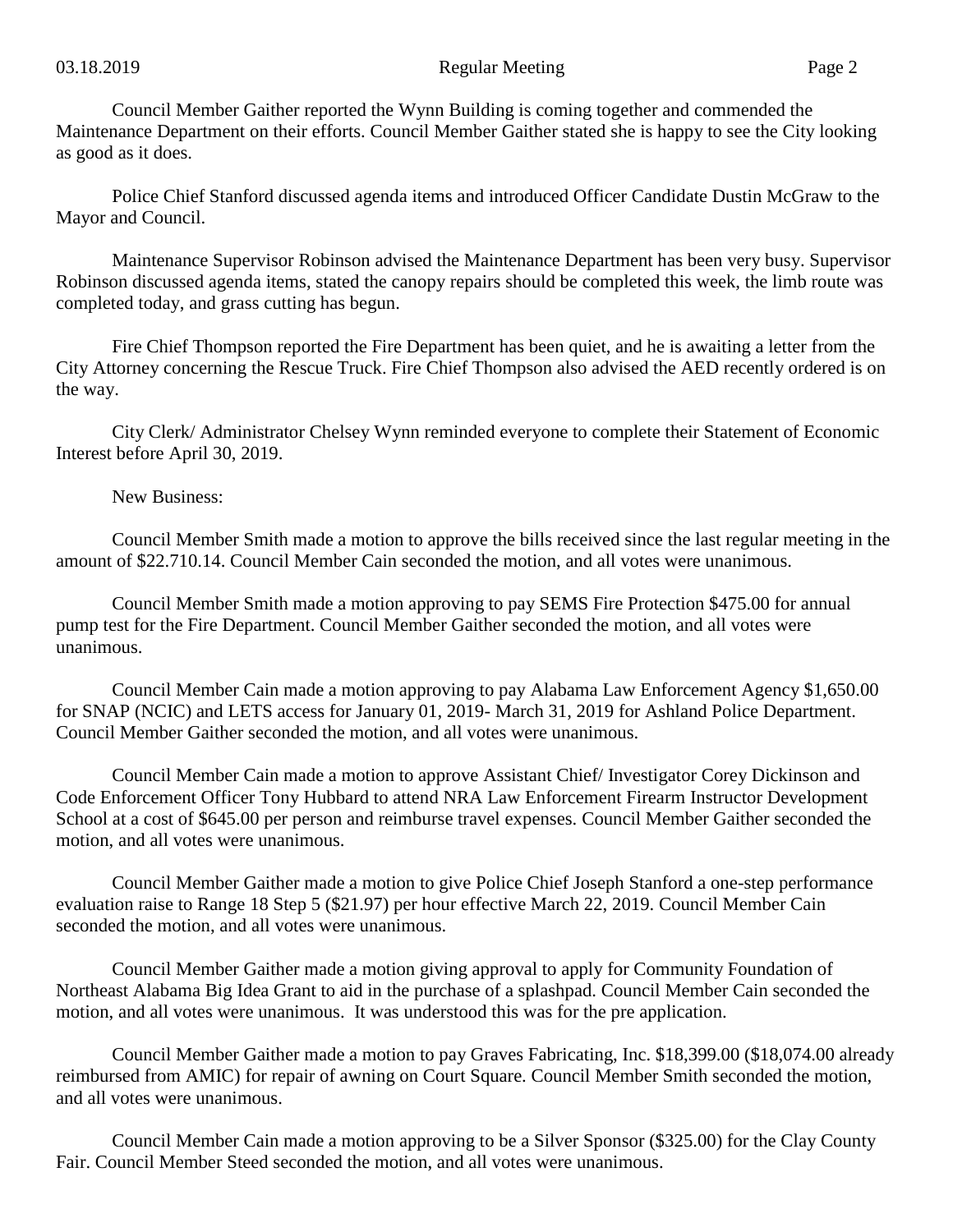Council Member Gaither reported the Wynn Building is coming together and commended the Maintenance Department on their efforts. Council Member Gaither stated she is happy to see the City looking as good as it does.

Police Chief Stanford discussed agenda items and introduced Officer Candidate Dustin McGraw to the Mayor and Council.

Maintenance Supervisor Robinson advised the Maintenance Department has been very busy. Supervisor Robinson discussed agenda items, stated the canopy repairs should be completed this week, the limb route was completed today, and grass cutting has begun.

Fire Chief Thompson reported the Fire Department has been quiet, and he is awaiting a letter from the City Attorney concerning the Rescue Truck. Fire Chief Thompson also advised the AED recently ordered is on the way.

City Clerk/ Administrator Chelsey Wynn reminded everyone to complete their Statement of Economic Interest before April 30, 2019.

New Business:

Council Member Smith made a motion to approve the bills received since the last regular meeting in the amount of $22.710.14. Council Member Cain seconded the motion, and all votes were unanimous.

Council Member Smith made a motion approving to pay SEMS Fire Protection $475.00 for annual pump test for the Fire Department. Council Member Gaither seconded the motion, and all votes were unanimous.

Council Member Cain made a motion approving to pay Alabama Law Enforcement Agency $1,650.00 for SNAP (NCIC) and LETS access for January 01, 2019- March 31, 2019 for Ashland Police Department. Council Member Gaither seconded the motion, and all votes were unanimous.

Council Member Cain made a motion to approve Assistant Chief/ Investigator Corey Dickinson and Code Enforcement Officer Tony Hubbard to attend NRA Law Enforcement Firearm Instructor Development School at a cost of $645.00 per person and reimburse travel expenses. Council Member Gaither seconded the motion, and all votes were unanimous.

Council Member Gaither made a motion to give Police Chief Joseph Stanford a one-step performance evaluation raise to Range 18 Step 5 ($21.97) per hour effective March 22, 2019. Council Member Cain seconded the motion, and all votes were unanimous.

Council Member Gaither made a motion giving approval to apply for Community Foundation of Northeast Alabama Big Idea Grant to aid in the purchase of a splashpad. Council Member Cain seconded the motion, and all votes were unanimous. It was understood this was for the pre application.

Council Member Gaither made a motion to pay Graves Fabricating, Inc. $18,399.00 ($18,074.00 already reimbursed from AMIC) for repair of awning on Court Square. Council Member Smith seconded the motion, and all votes were unanimous.

Council Member Cain made a motion approving to be a Silver Sponsor ($325.00) for the Clay County Fair. Council Member Steed seconded the motion, and all votes were unanimous.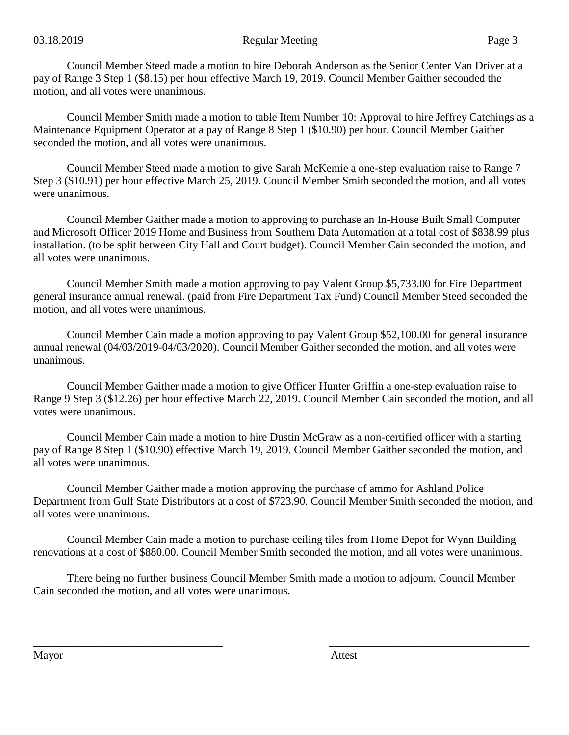Council Member Steed made a motion to hire Deborah Anderson as the Senior Center Van Driver at a pay of Range 3 Step 1 ($8.15) per hour effective March 19, 2019. Council Member Gaither seconded the motion, and all votes were unanimous.

Council Member Smith made a motion to table Item Number 10: Approval to hire Jeffrey Catchings as a Maintenance Equipment Operator at a pay of Range 8 Step 1 ($10.90) per hour. Council Member Gaither seconded the motion, and all votes were unanimous.

Council Member Steed made a motion to give Sarah McKemie a one-step evaluation raise to Range 7 Step 3 ($10.91) per hour effective March 25, 2019. Council Member Smith seconded the motion, and all votes were unanimous.

Council Member Gaither made a motion to approving to purchase an In-House Built Small Computer and Microsoft Officer 2019 Home and Business from Southern Data Automation at a total cost of $838.99 plus installation. (to be split between City Hall and Court budget). Council Member Cain seconded the motion, and all votes were unanimous.

Council Member Smith made a motion approving to pay Valent Group $5,733.00 for Fire Department general insurance annual renewal. (paid from Fire Department Tax Fund) Council Member Steed seconded the motion, and all votes were unanimous.

Council Member Cain made a motion approving to pay Valent Group $52,100.00 for general insurance annual renewal (04/03/2019-04/03/2020). Council Member Gaither seconded the motion, and all votes were unanimous.

Council Member Gaither made a motion to give Officer Hunter Griffin a one-step evaluation raise to Range 9 Step 3 ($12.26) per hour effective March 22, 2019. Council Member Cain seconded the motion, and all votes were unanimous.

Council Member Cain made a motion to hire Dustin McGraw as a non-certified officer with a starting pay of Range 8 Step 1 ($10.90) effective March 19, 2019. Council Member Gaither seconded the motion, and all votes were unanimous.

Council Member Gaither made a motion approving the purchase of ammo for Ashland Police Department from Gulf State Distributors at a cost of $723.90. Council Member Smith seconded the motion, and all votes were unanimous.

Council Member Cain made a motion to purchase ceiling tiles from Home Depot for Wynn Building renovations at a cost of $880.00. Council Member Smith seconded the motion, and all votes were unanimous.

There being no further business Council Member Smith made a motion to adjourn. Council Member Cain seconded the motion, and all votes were unanimous.

\_\_\_\_\_\_\_\_\_\_\_\_\_\_\_\_\_\_\_\_\_\_\_\_\_\_\_\_\_\_\_\_\_\_ \_\_\_\_\_\_\_\_\_\_\_\_\_\_\_\_\_\_\_\_\_\_\_\_\_\_\_\_\_\_\_\_\_\_

Mayor Attest